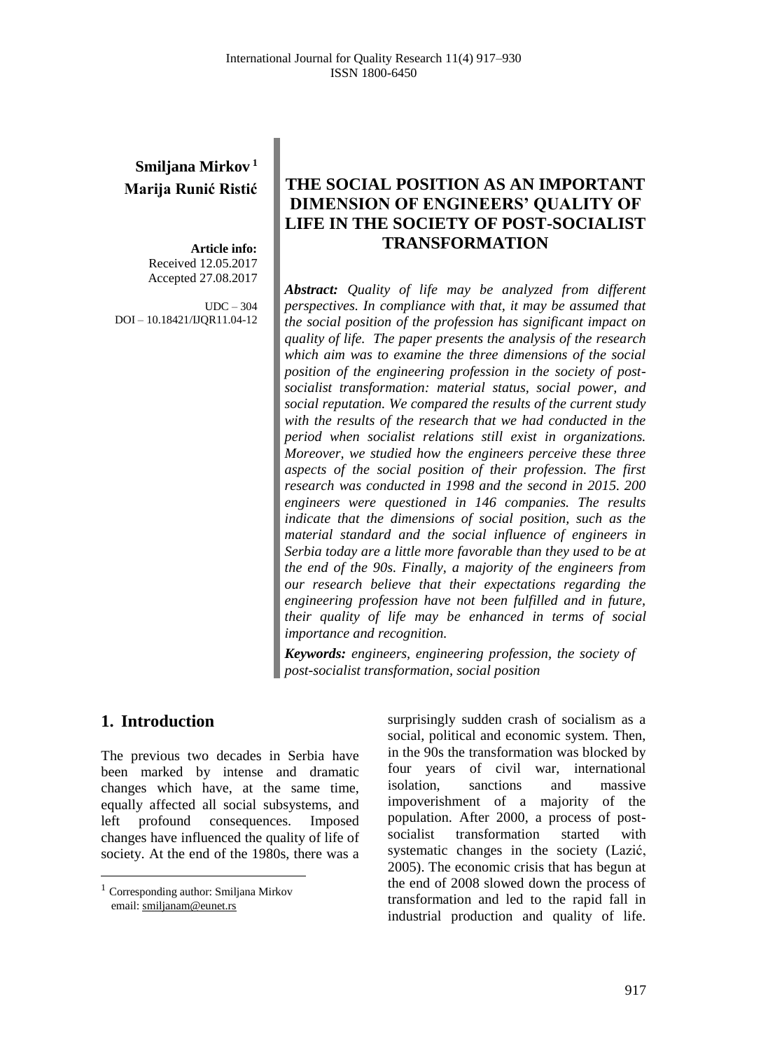**Smiljana Mirkov** [1]
**Marija Runić Ristić**

**Article info:**
Received 12.05.2017
Accepted 27.08.2017

UDC – 304
DOI – 10.18421/IJQR11.04-12

# THE SOCIAL POSITION AS AN IMPORTANT DIMENSION OF ENGINEERS' QUALITY OF LIFE IN THE SOCIETY OF POST-SOCIALIST TRANSFORMATION

***Abstract:*** *Quality of life may be analyzed from different perspectives. In compliance with that, it may be assumed that the social position of the profession has significant impact on quality of life. The paper presents the analysis of the research which aim was to examine the three dimensions of the social position of the engineering profession in the society of post-socialist transformation: material status, social power, and social reputation. We compared the results of the current study with the results of the research that we had conducted in the period when socialist relations still exist in organizations. Moreover, we studied how the engineers perceive these three aspects of the social position of their profession. The first research was conducted in 1998 and the second in 2015. 200 engineers were questioned in 146 companies. The results indicate that the dimensions of social position, such as the material standard and the social influence of engineers in Serbia today are a little more favorable than they used to be at the end of the 90s. Finally, a majority of the engineers from our research believe that their expectations regarding the engineering profession have not been fulfilled and in future, their quality of life may be enhanced in terms of social importance and recognition.*

***Keywords:*** *engineers, engineering profession, the society of post-socialist transformation, social position*

## 1. Introduction

The previous two decades in Serbia have been marked by intense and dramatic changes which have, at the same time, equally affected all social subsystems, and left profound consequences. Imposed changes have influenced the quality of life of society. At the end of the 1980s, there was a surprisingly sudden crash of socialism as a social, political and economic system. Then, in the 90s the transformation was blocked by four years of civil war, international isolation, sanctions and massive impoverishment of a majority of the population. After 2000, a process of post-socialist transformation started with systematic changes in the society (Lazić, 2005). The economic crisis that has begun at the end of 2008 slowed down the process of transformation and led to the rapid fall in industrial production and quality of life.

[1] Corresponding author: Smiljana Mirkov
email: smiljanam@eunet.rs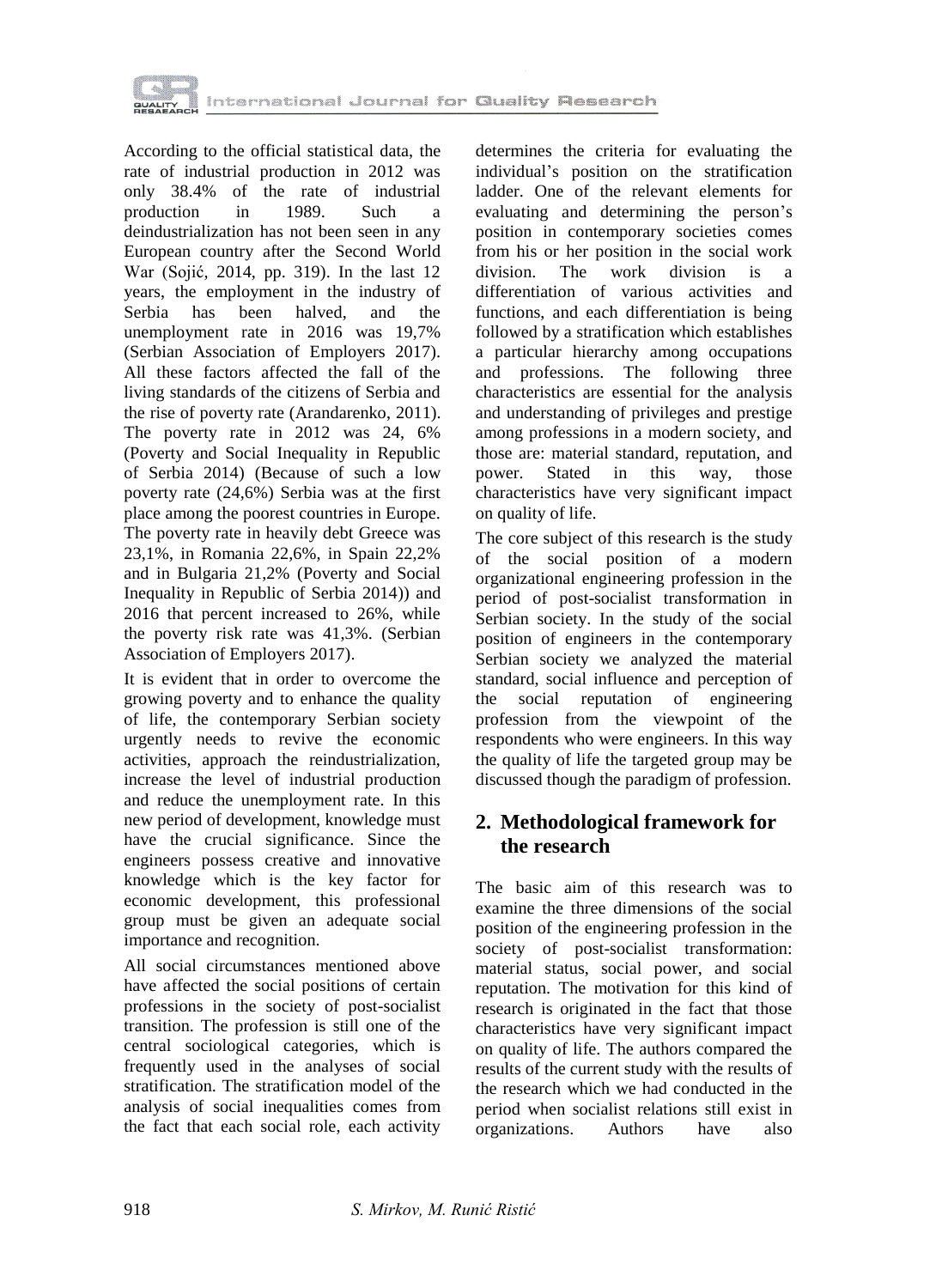According to the official statistical data, the rate of industrial production in 2012 was only 38.4% of the rate of industrial production in 1989. Such a deindustrialization has not been seen in any European country after the Second World War (Sojić, 2014, pp. 319). In the last 12 years, the employment in the industry of Serbia has been halved, and the unemployment rate in 2016 was 19,7% (Serbian Association of Employers 2017). All these factors affected the fall of the living standards of the citizens of Serbia and the rise of poverty rate (Arandarenko, 2011). The poverty rate in 2012 was 24, 6% (Poverty and Social Inequality in Republic of Serbia 2014) (Because of such a low poverty rate (24,6%) Serbia was at the first place among the poorest countries in Europe. The poverty rate in heavily debt Greece was 23,1%, in Romania 22,6%, in Spain 22,2% and in Bulgaria 21,2% (Poverty and Social Inequality in Republic of Serbia 2014)) and 2016 that percent increased to 26%, while the poverty risk rate was 41,3%. (Serbian Association of Employers 2017).

It is evident that in order to overcome the growing poverty and to enhance the quality of life, the contemporary Serbian society urgently needs to revive the economic activities, approach the reindustrialization, increase the level of industrial production and reduce the unemployment rate. In this new period of development, knowledge must have the crucial significance. Since the engineers possess creative and innovative knowledge which is the key factor for economic development, this professional group must be given an adequate social importance and recognition.

All social circumstances mentioned above have affected the social positions of certain professions in the society of post-socialist transition. The profession is still one of the central sociological categories, which is frequently used in the analyses of social stratification. The stratification model of the analysis of social inequalities comes from the fact that each social role, each activity determines the criteria for evaluating the individual's position on the stratification ladder. One of the relevant elements for evaluating and determining the person's position in contemporary societies comes from his or her position in the social work division. The work division is a differentiation of various activities and functions, and each differentiation is being followed by a stratification which establishes a particular hierarchy among occupations and professions. The following three characteristics are essential for the analysis and understanding of privileges and prestige among professions in a modern society, and those are: material standard, reputation, and power. Stated in this way, those characteristics have very significant impact on quality of life.

The core subject of this research is the study of the social position of a modern organizational engineering profession in the period of post-socialist transformation in Serbian society. In the study of the social position of engineers in the contemporary Serbian society we analyzed the material standard, social influence and perception of the social reputation of engineering profession from the viewpoint of the respondents who were engineers. In this way the quality of life the targeted group may be discussed though the paradigm of profession.

## 2. Methodological framework for the research

The basic aim of this research was to examine the three dimensions of the social position of the engineering profession in the society of post-socialist transformation: material status, social power, and social reputation. The motivation for this kind of research is originated in the fact that those characteristics have very significant impact on quality of life. The authors compared the results of the current study with the results of the research which we had conducted in the period when socialist relations still exist in organizations. Authors have also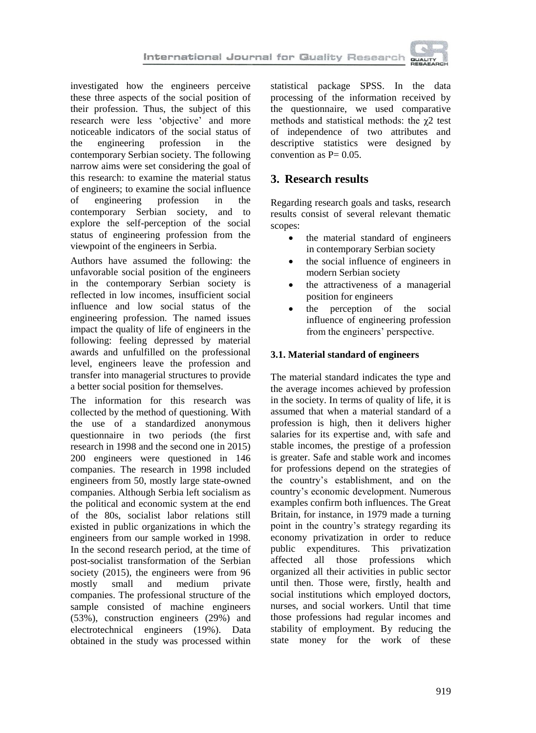investigated how the engineers perceive these three aspects of the social position of their profession. Thus, the subject of this research were less 'objective' and more noticeable indicators of the social status of the engineering profession in the contemporary Serbian society. The following narrow aims were set considering the goal of this research: to examine the material status of engineers; to examine the social influence of engineering profession in the contemporary Serbian society, and to explore the self-perception of the social status of engineering profession from the viewpoint of the engineers in Serbia.

Authors have assumed the following: the unfavorable social position of the engineers in the contemporary Serbian society is reflected in low incomes, insufficient social influence and low social status of the engineering profession. The named issues impact the quality of life of engineers in the following: feeling depressed by material awards and unfulfilled on the professional level, engineers leave the profession and transfer into managerial structures to provide a better social position for themselves.

The information for this research was collected by the method of questioning. With the use of a standardized anonymous questionnaire in two periods (the first research in 1998 and the second one in 2015) 200 engineers were questioned in 146 companies. The research in 1998 included engineers from 50, mostly large state-owned companies. Although Serbia left socialism as the political and economic system at the end of the 80s, socialist labor relations still existed in public organizations in which the engineers from our sample worked in 1998. In the second research period, at the time of post-socialist transformation of the Serbian society (2015), the engineers were from 96 mostly small and medium private companies. The professional structure of the sample consisted of machine engineers (53%), construction engineers (29%) and electrotechnical engineers (19%). Data obtained in the study was processed within statistical package SPSS. In the data processing of the information received by the questionnaire, we used comparative methods and statistical methods: the $\chi 2$ test of independence of two attributes and descriptive statistics were designed by convention as $P= 0.05$.

## 3. Research results

Regarding research goals and tasks, research results consist of several relevant thematic scopes:

- the material standard of engineers in contemporary Serbian society
- the social influence of engineers in modern Serbian society
- the attractiveness of a managerial position for engineers
- the perception of the social influence of engineering profession from the engineers' perspective.

### 3.1. Material standard of engineers

The material standard indicates the type and the average incomes achieved by profession in the society. In terms of quality of life, it is assumed that when a material standard of a profession is high, then it delivers higher salaries for its expertise and, with safe and stable incomes, the prestige of a profession is greater. Safe and stable work and incomes for professions depend on the strategies of the country's establishment, and on the country's economic development. Numerous examples confirm both influences. The Great Britain, for instance, in 1979 made a turning point in the country's strategy regarding its economy privatization in order to reduce public expenditures. This privatization affected all those professions which organized all their activities in public sector until then. Those were, firstly, health and social institutions which employed doctors, nurses, and social workers. Until that time those professions had regular incomes and stability of employment. By reducing the state money for the work of these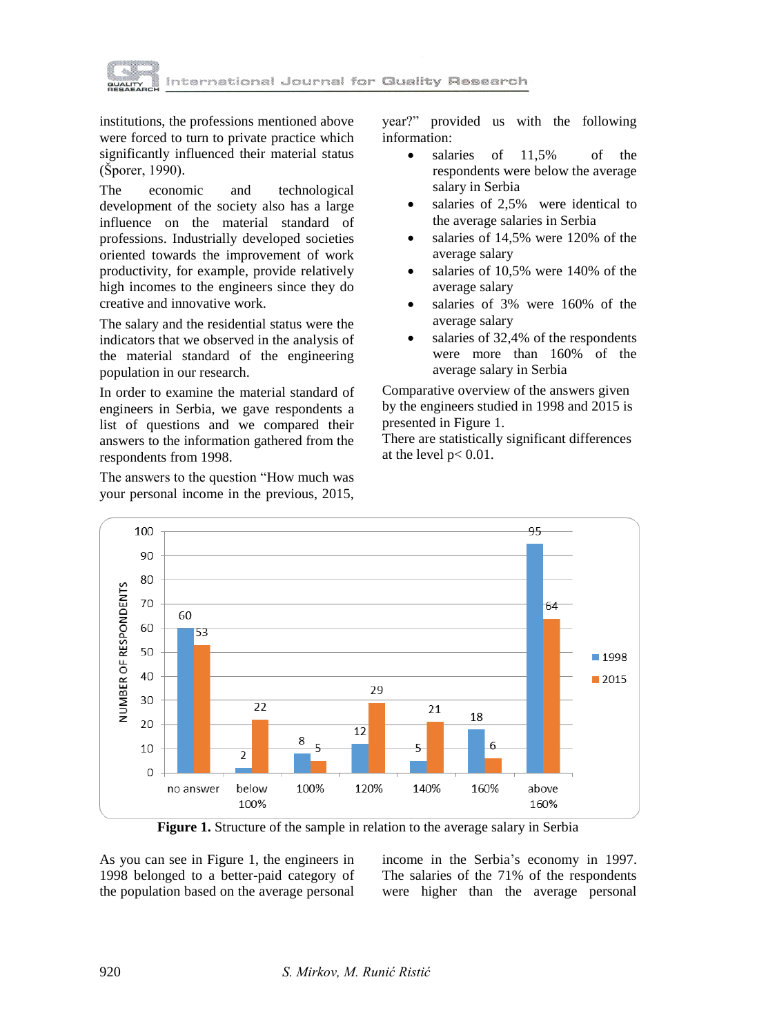institutions, the professions mentioned above were forced to turn to private practice which significantly influenced their material status (Šporer, 1990).

The economic and technological development of the society also has a large influence on the material standard of professions. Industrially developed societies oriented towards the improvement of work productivity, for example, provide relatively high incomes to the engineers since they do creative and innovative work.

The salary and the residential status were the indicators that we observed in the analysis of the material standard of the engineering population in our research.

In order to examine the material standard of engineers in Serbia, we gave respondents a list of questions and we compared their answers to the information gathered from the respondents from 1998.

The answers to the question "How much was your personal income in the previous, 2015, year?" provided us with the following information:

- salaries of 11,5% of the respondents were below the average salary in Serbia
- salaries of 2,5% were identical to the average salaries in Serbia
- salaries of 14,5% were 120% of the average salary
- salaries of 10,5% were 140% of the average salary
- salaries of 3% were 160% of the average salary
- salaries of 32,4% of the respondents were more than 160% of the average salary in Serbia

Comparative overview of the answers given by the engineers studied in 1998 and 2015 is presented in Figure 1.

There are statistically significant differences at the level $p< 0.01$.

| | no answer | below 100% | 100% | 120% | 140% | 160% | above 160% |
|---|---|---|---|---|---|---|---|
| 1998 | 60 | 2 | 8 | 12 | 5 | 18 | 95 |
| 2015 | 53 | 22 | 5 | 29 | 21 | 6 | 64 |

**Figure 1.** Structure of the sample in relation to the average salary in Serbia

As you can see in Figure 1, the engineers in 1998 belonged to a better-paid category of the population based on the average personal income in the Serbia's economy in 1997. The salaries of the 71% of the respondents were higher than the average personal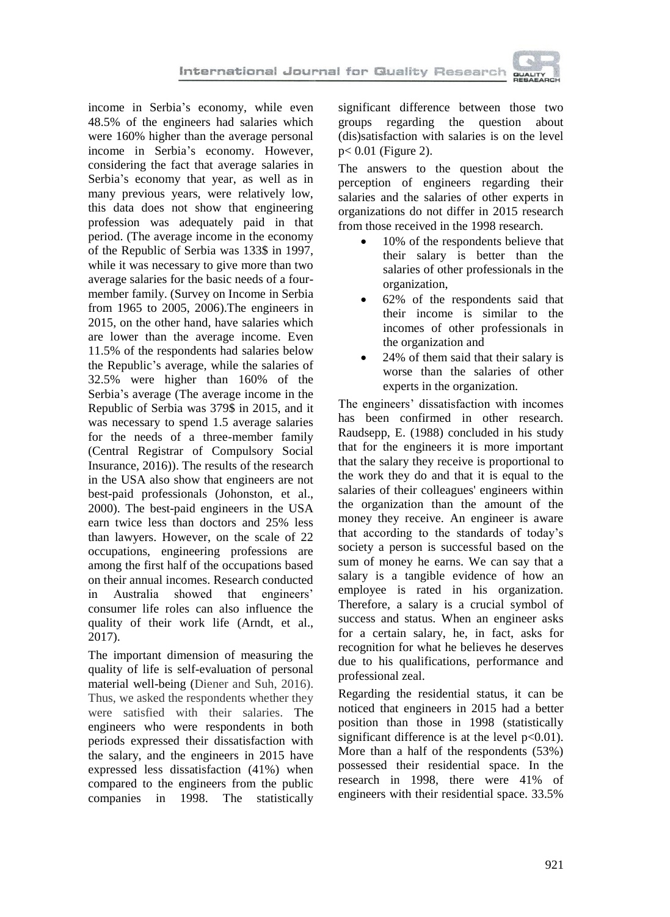income in Serbia's economy, while even 48.5% of the engineers had salaries which were 160% higher than the average personal income in Serbia's economy. However, considering the fact that average salaries in Serbia's economy that year, as well as in many previous years, were relatively low, this data does not show that engineering profession was adequately paid in that period. (The average income in the economy of the Republic of Serbia was 133$ in 1997, while it was necessary to give more than two average salaries for the basic needs of a four-member family. (Survey on Income in Serbia from 1965 to 2005, 2006).The engineers in 2015, on the other hand, have salaries which are lower than the average income. Even 11.5% of the respondents had salaries below the Republic's average, while the salaries of 32.5% were higher than 160% of the Serbia's average (The average income in the Republic of Serbia was 379$ in 2015, and it was necessary to spend 1.5 average salaries for the needs of a three-member family (Central Registrar of Compulsory Social Insurance, 2016)). The results of the research in the USA also show that engineers are not best-paid professionals (Johonston, et al., 2000). The best-paid engineers in the USA earn twice less than doctors and 25% less than lawyers. However, on the scale of 22 occupations, engineering professions are among the first half of the occupations based on their annual incomes. Research conducted in Australia showed that engineers' consumer life roles can also influence the quality of their work life (Arndt, et al., 2017).

The important dimension of measuring the quality of life is self-evaluation of personal material well-being (Diener and Suh, 2016). Thus, we asked the respondents whether they were satisfied with their salaries. The engineers who were respondents in both periods expressed their dissatisfaction with the salary, and the engineers in 2015 have expressed less dissatisfaction (41%) when compared to the engineers from the public companies in 1998. The statistically significant difference between those two groups regarding the question about (dis)satisfaction with salaries is on the level $p < 0.01$ (Figure 2).

The answers to the question about the perception of engineers regarding their salaries and the salaries of other experts in organizations do not differ in 2015 research from those received in the 1998 research.

- 10% of the respondents believe that their salary is better than the salaries of other professionals in the organization,
- 62% of the respondents said that their income is similar to the incomes of other professionals in the organization and
- 24% of them said that their salary is worse than the salaries of other experts in the organization.

The engineers' dissatisfaction with incomes has been confirmed in other research. Raudsepp, E. (1988) concluded in his study that for the engineers it is more important that the salary they receive is proportional to the work they do and that it is equal to the salaries of their colleagues' engineers within the organization than the amount of the money they receive. An engineer is aware that according to the standards of today's society a person is successful based on the sum of money he earns. We can say that a salary is a tangible evidence of how an employee is rated in his organization. Therefore, a salary is a crucial symbol of success and status. When an engineer asks for a certain salary, he, in fact, asks for recognition for what he believes he deserves due to his qualifications, performance and professional zeal.

Regarding the residential status, it can be noticed that engineers in 2015 had a better position than those in 1998 (statistically significant difference is at the level $p<0.01$). More than a half of the respondents (53%) possessed their residential space. In the research in 1998, there were 41% of engineers with their residential space. 33.5%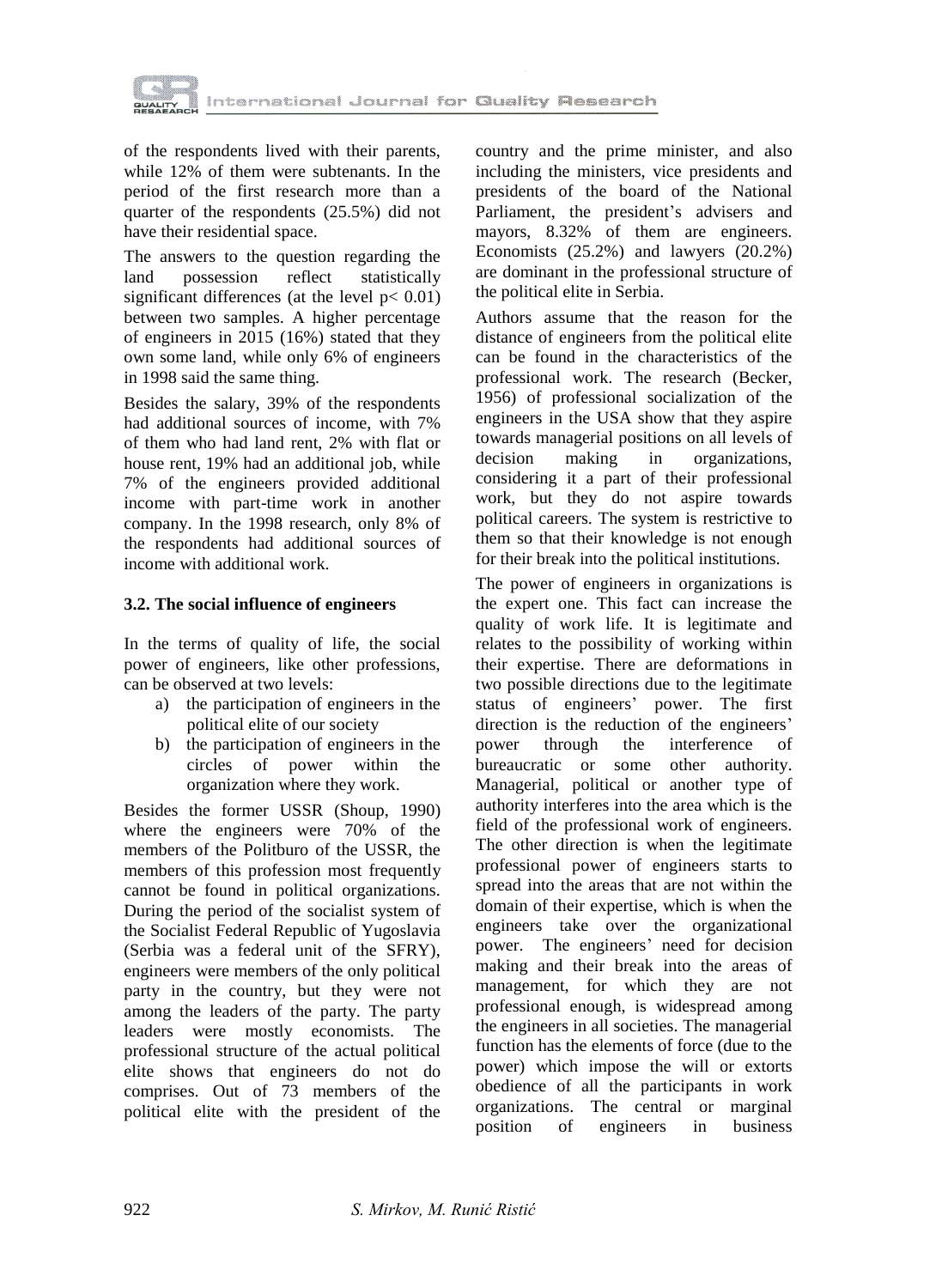of the respondents lived with their parents, while 12% of them were subtenants. In the period of the first research more than a quarter of the respondents (25.5%) did not have their residential space.

The answers to the question regarding the land possession reflect statistically significant differences (at the level $p< 0.01$) between two samples. A higher percentage of engineers in 2015 (16%) stated that they own some land, while only 6% of engineers in 1998 said the same thing.

Besides the salary, 39% of the respondents had additional sources of income, with 7% of them who had land rent, 2% with flat or house rent, 19% had an additional job, while 7% of the engineers provided additional income with part-time work in another company. In the 1998 research, only 8% of the respondents had additional sources of income with additional work.

### 3.2. The social influence of engineers

In the terms of quality of life, the social power of engineers, like other professions, can be observed at two levels:

a) the participation of engineers in the political elite of our society
b) the participation of engineers in the circles of power within the organization where they work.

Besides the former USSR (Shoup, 1990) where the engineers were 70% of the members of the Politburo of the USSR, the members of this profession most frequently cannot be found in political organizations. During the period of the socialist system of the Socialist Federal Republic of Yugoslavia (Serbia was a federal unit of the SFRY), engineers were members of the only political party in the country, but they were not among the leaders of the party. The party leaders were mostly economists. The professional structure of the actual political elite shows that engineers do not do comprises. Out of 73 members of the political elite with the president of the country and the prime minister, and also including the ministers, vice presidents and presidents of the board of the National Parliament, the president's advisers and mayors, 8.32% of them are engineers. Economists (25.2%) and lawyers (20.2%) are dominant in the professional structure of the political elite in Serbia.

Authors assume that the reason for the distance of engineers from the political elite can be found in the characteristics of the professional work. The research (Becker, 1956) of professional socialization of the engineers in the USA show that they aspire towards managerial positions on all levels of decision making in organizations, considering it a part of their professional work, but they do not aspire towards political careers. The system is restrictive to them so that their knowledge is not enough for their break into the political institutions.

The power of engineers in organizations is the expert one. This fact can increase the quality of work life. It is legitimate and relates to the possibility of working within their expertise. There are deformations in two possible directions due to the legitimate status of engineers' power. The first direction is the reduction of the engineers' power through the interference of bureaucratic or some other authority. Managerial, political or another type of authority interferes into the area which is the field of the professional work of engineers. The other direction is when the legitimate professional power of engineers starts to spread into the areas that are not within the domain of their expertise, which is when the engineers take over the organizational power. The engineers' need for decision making and their break into the areas of management, for which they are not professional enough, is widespread among the engineers in all societies. The managerial function has the elements of force (due to the power) which impose the will or extorts obedience of all the participants in work organizations. The central or marginal position of engineers in business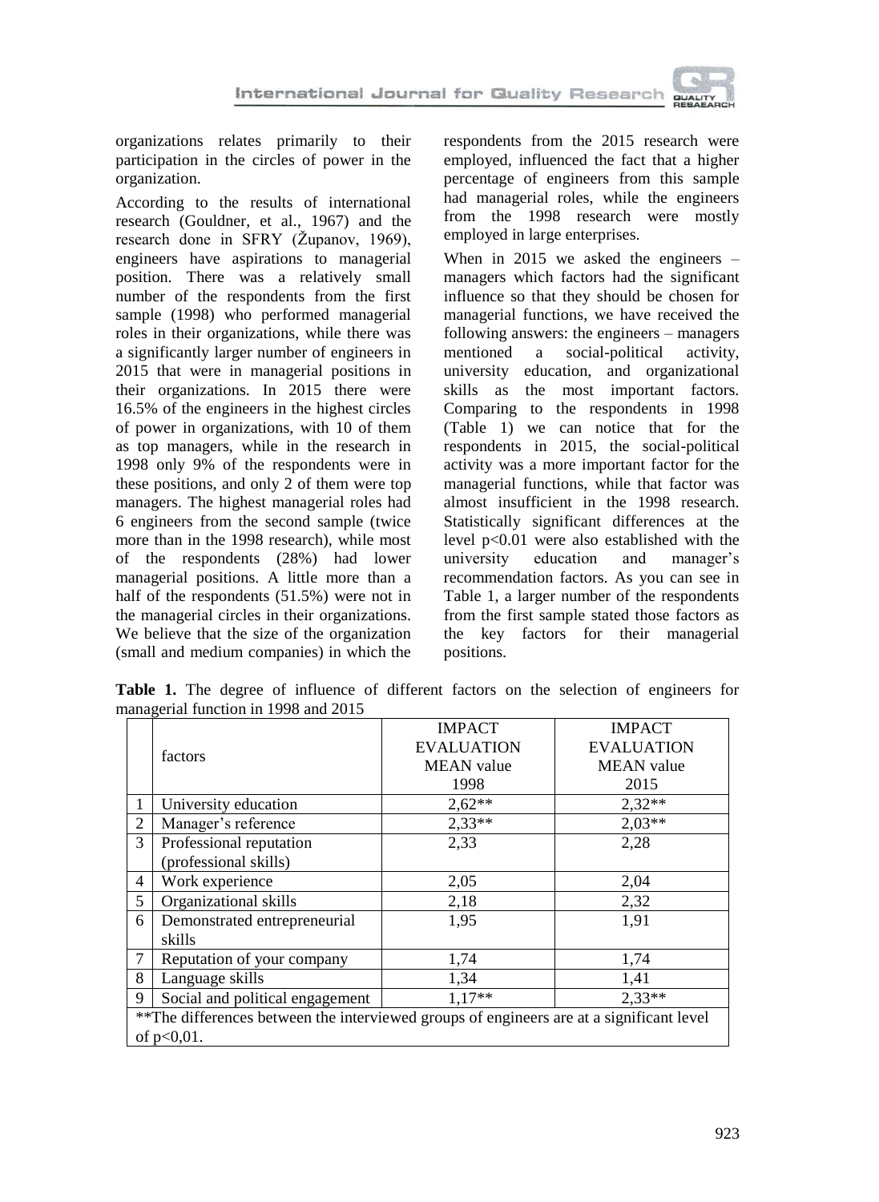organizations relates primarily to their participation in the circles of power in the organization.

According to the results of international research (Gouldner, et al., 1967) and the research done in SFRY (Županov, 1969), engineers have aspirations to managerial position. There was a relatively small number of the respondents from the first sample (1998) who performed managerial roles in their organizations, while there was a significantly larger number of engineers in 2015 that were in managerial positions in their organizations. In 2015 there were 16.5% of the engineers in the highest circles of power in organizations, with 10 of them as top managers, while in the research in 1998 only 9% of the respondents were in these positions, and only 2 of them were top managers. The highest managerial roles had 6 engineers from the second sample (twice more than in the 1998 research), while most of the respondents (28%) had lower managerial positions. A little more than a half of the respondents (51.5%) were not in the managerial circles in their organizations. We believe that the size of the organization (small and medium companies) in which the respondents from the 2015 research were employed, influenced the fact that a higher percentage of engineers from this sample had managerial roles, while the engineers from the 1998 research were mostly employed in large enterprises.

When in 2015 we asked the engineers – managers which factors had the significant influence so that they should be chosen for managerial functions, we have received the following answers: the engineers – managers mentioned a social-political activity, university education, and organizational skills as the most important factors. Comparing to the respondents in 1998 (Table 1) we can notice that for the respondents in 2015, the social-political activity was a more important factor for the managerial functions, while that factor was almost insufficient in the 1998 research. Statistically significant differences at the level $p<0.01$ were also established with the university education and manager's recommendation factors. As you can see in Table 1, a larger number of the respondents from the first sample stated those factors as the key factors for their managerial positions.

**Table 1.** The degree of influence of different factors on the selection of engineers for managerial function in 1998 and 2015

| | factors | IMPACT EVALUATION MEAN value 1998 | IMPACT EVALUATION MEAN value 2015 |
|---|---|---|---|
| 1 | University education | 2,62** | 2,32** |
| 2 | Manager's reference | 2,33** | 2,03** |
| 3 | Professional reputation (professional skills) | 2,33 | 2,28 |
| 4 | Work experience | 2,05 | 2,04 |
| 5 | Organizational skills | 2,18 | 2,32 |
| 6 | Demonstrated entrepreneurial skills | 1,95 | 1,91 |
| 7 | Reputation of your company | 1,74 | 1,74 |
| 8 | Language skills | 1,34 | 1,41 |
| 9 | Social and political engagement | 1,17** | 2,33** |

**The differences between the interviewed groups of engineers are at a significant level of $p<0,01$.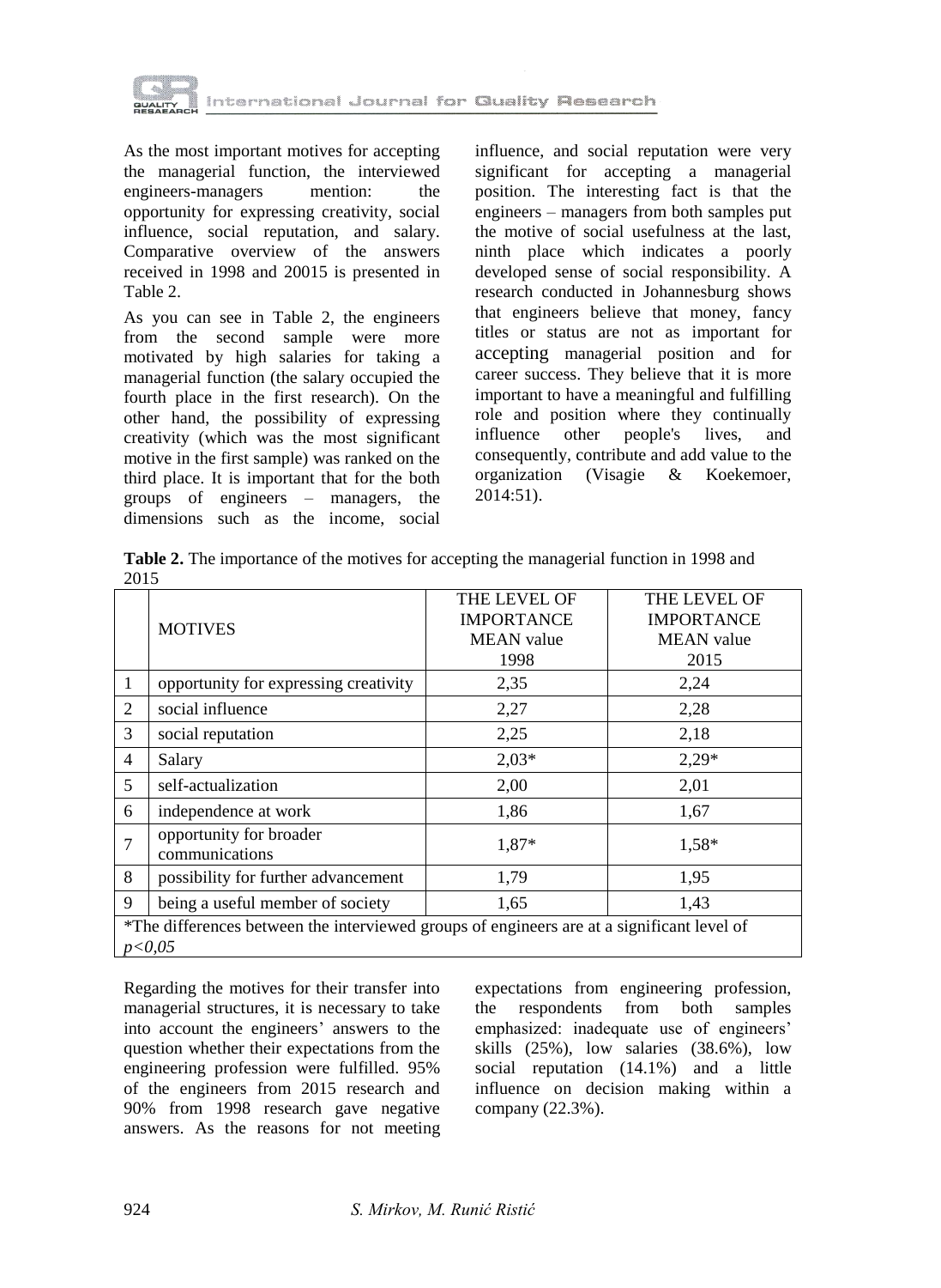As the most important motives for accepting the managerial function, the interviewed engineers-managers mention: the opportunity for expressing creativity, social influence, social reputation, and salary. Comparative overview of the answers received in 1998 and 20015 is presented in Table 2.

As you can see in Table 2, the engineers from the second sample were more motivated by high salaries for taking a managerial function (the salary occupied the fourth place in the first research). On the other hand, the possibility of expressing creativity (which was the most significant motive in the first sample) was ranked on the third place. It is important that for the both groups of engineers – managers, the dimensions such as the income, social influence, and social reputation were very significant for accepting a managerial position. The interesting fact is that the engineers – managers from both samples put the motive of social usefulness at the last, ninth place which indicates a poorly developed sense of social responsibility. A research conducted in Johannesburg shows that engineers believe that money, fancy titles or status are not as important for accepting managerial position and for career success. They believe that it is more important to have a meaningful and fulfilling role and position where they continually influence other people's lives, and consequently, contribute and add value to the organization (Visagie & Koekemoer, 2014:51).

**Table 2.** The importance of the motives for accepting the managerial function in 1998 and 2015

| | MOTIVES | THE LEVEL OF IMPORTANCE MEAN value 1998 | THE LEVEL OF IMPORTANCE MEAN value 2015 |
|---|---|---|---|
| 1 | opportunity for expressing creativity | 2,35 | 2,24 |
| 2 | social influence | 2,27 | 2,28 |
| 3 | social reputation | 2,25 | 2,18 |
| 4 | Salary | 2,03* | 2,29* |
| 5 | self-actualization | 2,00 | 2,01 |
| 6 | independence at work | 1,86 | 1,67 |
| 7 | opportunity for broader communications | 1,87* | 1,58* |
| 8 | possibility for further advancement | 1,79 | 1,95 |
| 9 | being a useful member of society | 1,65 | 1,43 |

*The differences between the interviewed groups of engineers are at a significant level of *p<0,05*

Regarding the motives for their transfer into managerial structures, it is necessary to take into account the engineers' answers to the question whether their expectations from the engineering profession were fulfilled. 95% of the engineers from 2015 research and 90% from 1998 research gave negative answers. As the reasons for not meeting expectations from engineering profession, the respondents from both samples emphasized: inadequate use of engineers' skills (25%), low salaries (38.6%), low social reputation (14.1%) and a little influence on decision making within a company (22.3%).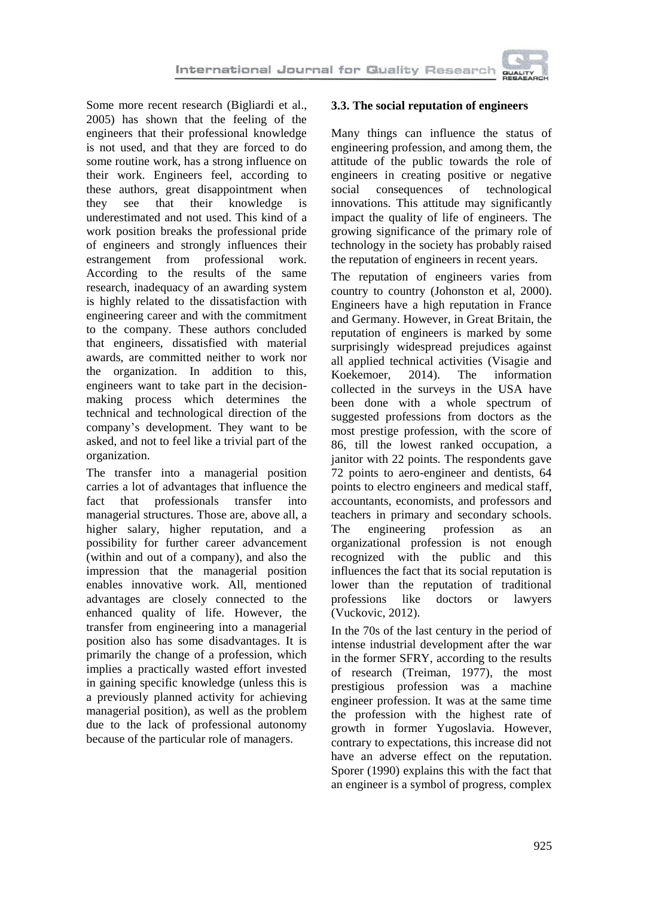Some more recent research (Bigliardi et al., 2005) has shown that the feeling of the engineers that their professional knowledge is not used, and that they are forced to do some routine work, has a strong influence on their work. Engineers feel, according to these authors, great disappointment when they see that their knowledge is underestimated and not used. This kind of a work position breaks the professional pride of engineers and strongly influences their estrangement from professional work. According to the results of the same research, inadequacy of an awarding system is highly related to the dissatisfaction with engineering career and with the commitment to the company. These authors concluded that engineers, dissatisfied with material awards, are committed neither to work nor the organization. In addition to this, engineers want to take part in the decision-making process which determines the technical and technological direction of the company's development. They want to be asked, and not to feel like a trivial part of the organization.

The transfer into a managerial position carries a lot of advantages that influence the fact that professionals transfer into managerial structures. Those are, above all, a higher salary, higher reputation, and a possibility for further career advancement (within and out of a company), and also the impression that the managerial position enables innovative work. All, mentioned advantages are closely connected to the enhanced quality of life. However, the transfer from engineering into a managerial position also has some disadvantages. It is primarily the change of a profession, which implies a practically wasted effort invested in gaining specific knowledge (unless this is a previously planned activity for achieving managerial position), as well as the problem due to the lack of professional autonomy because of the particular role of managers.

### 3.3. The social reputation of engineers

Many things can influence the status of engineering profession, and among them, the attitude of the public towards the role of engineers in creating positive or negative social consequences of technological innovations. This attitude may significantly impact the quality of life of engineers. The growing significance of the primary role of technology in the society has probably raised the reputation of engineers in recent years.

The reputation of engineers varies from country to country (Johonston et al, 2000). Engineers have a high reputation in France and Germany. However, in Great Britain, the reputation of engineers is marked by some surprisingly widespread prejudices against all applied technical activities (Visagie and Koekemoer, 2014). The information collected in the surveys in the USA have been done with a whole spectrum of suggested professions from doctors as the most prestige profession, with the score of 86, till the lowest ranked occupation, a janitor with 22 points. The respondents gave 72 points to aero-engineer and dentists, 64 points to electro engineers and medical staff, accountants, economists, and professors and teachers in primary and secondary schools. The engineering profession as an organizational profession is not enough recognized with the public and this influences the fact that its social reputation is lower than the reputation of traditional professions like doctors or lawyers (Vuckovic, 2012).

In the 70s of the last century in the period of intense industrial development after the war in the former SFRY, according to the results of research (Treiman, 1977), the most prestigious profession was a machine engineer profession. It was at the same time the profession with the highest rate of growth in former Yugoslavia. However, contrary to expectations, this increase did not have an adverse effect on the reputation. Sporer (1990) explains this with the fact that an engineer is a symbol of progress, complex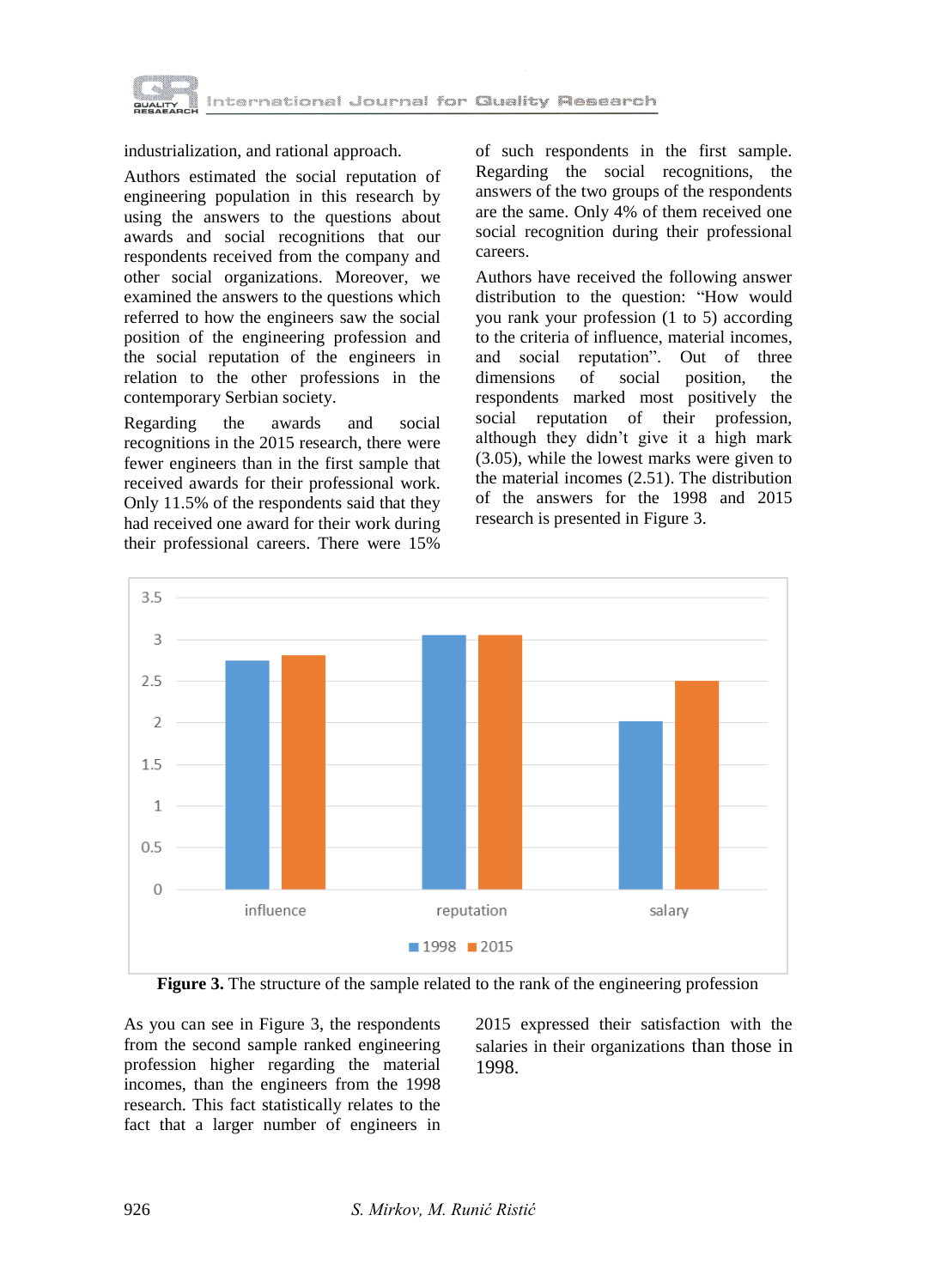industrialization, and rational approach.

Authors estimated the social reputation of engineering population in this research by using the answers to the questions about awards and social recognitions that our respondents received from the company and other social organizations. Moreover, we examined the answers to the questions which referred to how the engineers saw the social position of the engineering profession and the social reputation of the engineers in relation to the other professions in the contemporary Serbian society.

Regarding the awards and social recognitions in the 2015 research, there were fewer engineers than in the first sample that received awards for their professional work. Only 11.5% of the respondents said that they had received one award for their work during their professional careers. There were 15% of such respondents in the first sample. Regarding the social recognitions, the answers of the two groups of the respondents are the same. Only 4% of them received one social recognition during their professional careers.

Authors have received the following answer distribution to the question: “How would you rank your profession (1 to 5) according to the criteria of influence, material incomes, and social reputation”. Out of three dimensions of social position, the respondents marked most positively the social reputation of their profession, although they didn't give it a high mark (3.05), while the lowest marks were given to the material incomes (2.51). The distribution of the answers for the 1998 and 2015 research is presented in Figure 3.

**Figure 3.** The structure of the sample related to the rank of the engineering profession

As you can see in Figure 3, the respondents from the second sample ranked engineering profession higher regarding the material incomes, than the engineers from the 1998 research. This fact statistically relates to the fact that a larger number of engineers in 2015 expressed their satisfaction with the salaries in their organizations than those in 1998.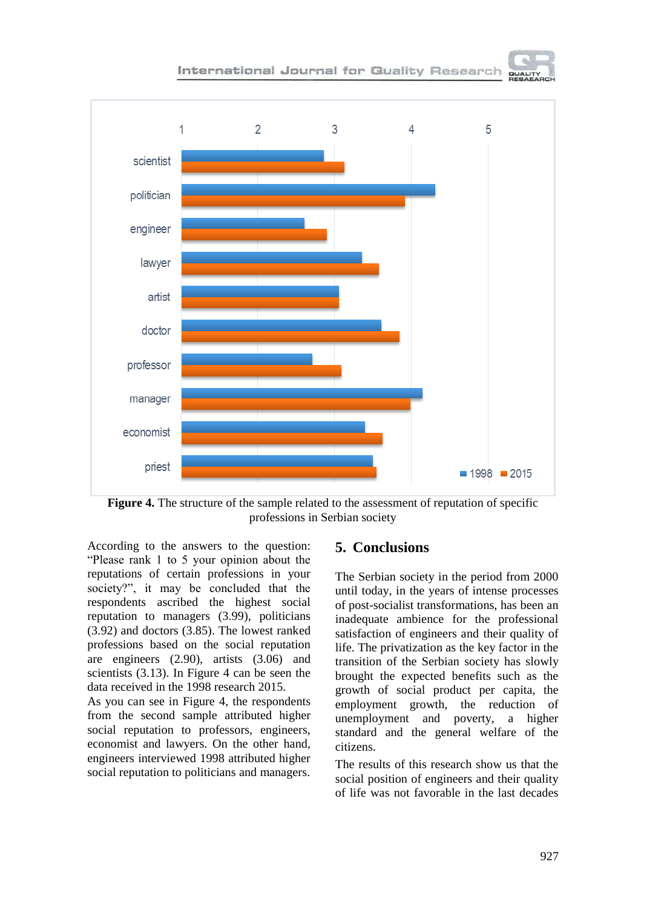**Figure 4.** The structure of the sample related to the assessment of reputation of specific professions in Serbian society

According to the answers to the question: "Please rank 1 to 5 your opinion about the reputations of certain professions in your society?", it may be concluded that the respondents ascribed the highest social reputation to managers (3.99), politicians (3.92) and doctors (3.85). The lowest ranked professions based on the social reputation are engineers (2.90), artists (3.06) and scientists (3.13). In Figure 4 can be seen the data received in the 1998 research 2015.

As you can see in Figure 4, the respondents from the second sample attributed higher social reputation to professors, engineers, economist and lawyers. On the other hand, engineers interviewed 1998 attributed higher social reputation to politicians and managers.

## 5. Conclusions

The Serbian society in the period from 2000 until today, in the years of intense processes of post-socialist transformations, has been an inadequate ambience for the professional satisfaction of engineers and their quality of life. The privatization as the key factor in the transition of the Serbian society has slowly brought the expected benefits such as the growth of social product per capita, the employment growth, the reduction of unemployment and poverty, a higher standard and the general welfare of the citizens.

The results of this research show us that the social position of engineers and their quality of life was not favorable in the last decades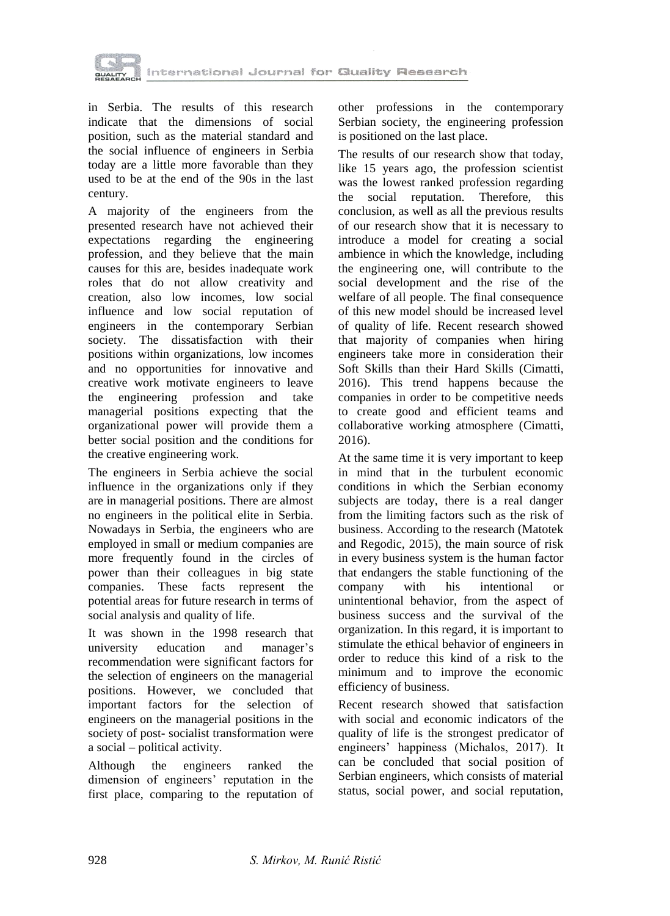in Serbia. The results of this research indicate that the dimensions of social position, such as the material standard and the social influence of engineers in Serbia today are a little more favorable than they used to be at the end of the 90s in the last century.

A majority of the engineers from the presented research have not achieved their expectations regarding the engineering profession, and they believe that the main causes for this are, besides inadequate work roles that do not allow creativity and creation, also low incomes, low social influence and low social reputation of engineers in the contemporary Serbian society. The dissatisfaction with their positions within organizations, low incomes and no opportunities for innovative and creative work motivate engineers to leave the engineering profession and take managerial positions expecting that the organizational power will provide them a better social position and the conditions for the creative engineering work.

The engineers in Serbia achieve the social influence in the organizations only if they are in managerial positions. There are almost no engineers in the political elite in Serbia. Nowadays in Serbia, the engineers who are employed in small or medium companies are more frequently found in the circles of power than their colleagues in big state companies. These facts represent the potential areas for future research in terms of social analysis and quality of life.

It was shown in the 1998 research that university education and manager's recommendation were significant factors for the selection of engineers on the managerial positions. However, we concluded that important factors for the selection of engineers on the managerial positions in the society of post- socialist transformation were a social – political activity.

Although the engineers ranked the dimension of engineers' reputation in the first place, comparing to the reputation of other professions in the contemporary Serbian society, the engineering profession is positioned on the last place.

The results of our research show that today, like 15 years ago, the profession scientist was the lowest ranked profession regarding the social reputation. Therefore, this conclusion, as well as all the previous results of our research show that it is necessary to introduce a model for creating a social ambience in which the knowledge, including the engineering one, will contribute to the social development and the rise of the welfare of all people. The final consequence of this new model should be increased level of quality of life. Recent research showed that majority of companies when hiring engineers take more in consideration their Soft Skills than their Hard Skills (Cimatti, 2016). This trend happens because the companies in order to be competitive needs to create good and efficient teams and collaborative working atmosphere (Cimatti, 2016).

At the same time it is very important to keep in mind that in the turbulent economic conditions in which the Serbian economy subjects are today, there is a real danger from the limiting factors such as the risk of business. According to the research (Matotek and Regodic, 2015), the main source of risk in every business system is the human factor that endangers the stable functioning of the company with his intentional or unintentional behavior, from the aspect of business success and the survival of the organization. In this regard, it is important to stimulate the ethical behavior of engineers in order to reduce this kind of a risk to the minimum and to improve the economic efficiency of business.

Recent research showed that satisfaction with social and economic indicators of the quality of life is the strongest predicator of engineers' happiness (Michalos, 2017). It can be concluded that social position of Serbian engineers, which consists of material status, social power, and social reputation,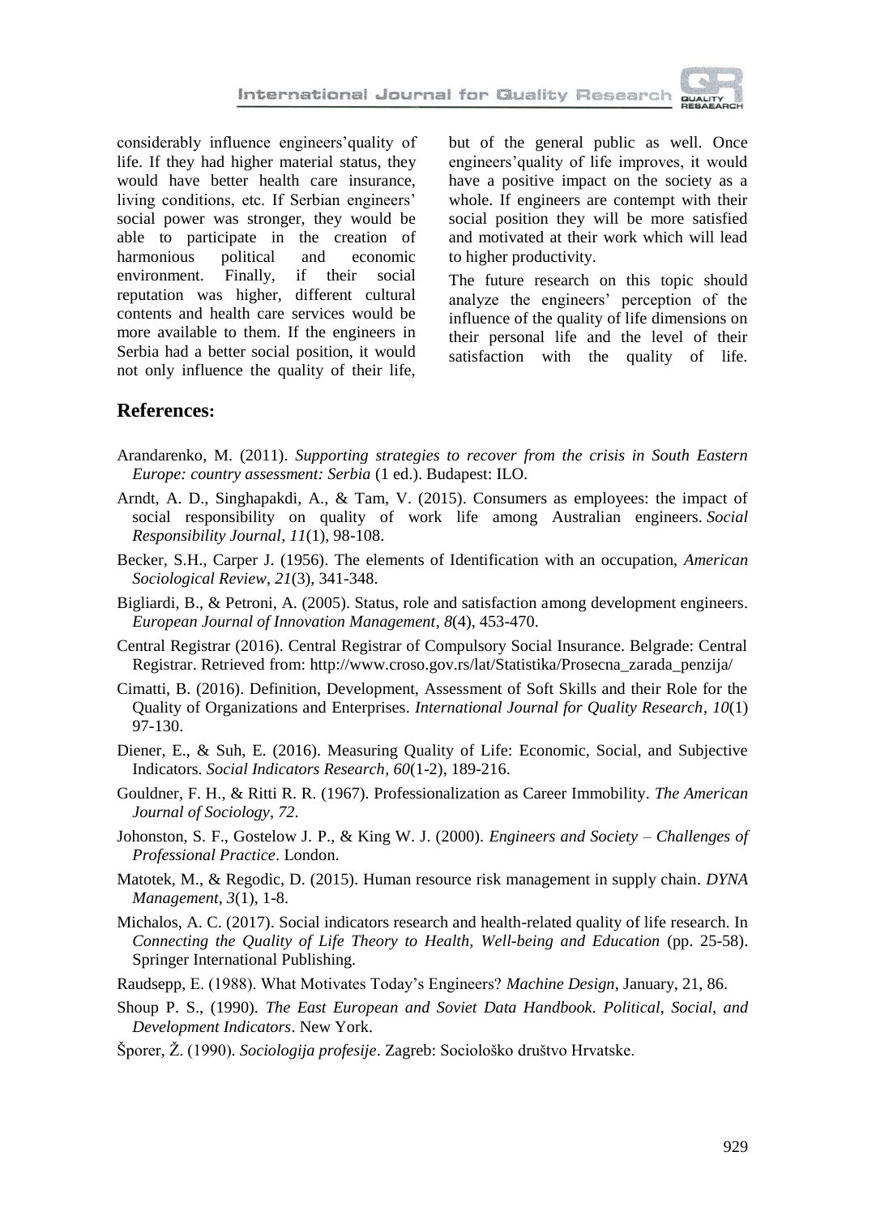considerably influence engineers'quality of life. If they had higher material status, they would have better health care insurance, living conditions, etc. If Serbian engineers' social power was stronger, they would be able to participate in the creation of harmonious political and economic environment. Finally, if their social reputation was higher, different cultural contents and health care services would be more available to them. If the engineers in Serbia had a better social position, it would not only influence the quality of their life, but of the general public as well. Once engineers'quality of life improves, it would have a positive impact on the society as a whole. If engineers are contempt with their social position they will be more satisfied and motivated at their work which will lead to higher productivity.

The future research on this topic should analyze the engineers' perception of the influence of the quality of life dimensions on their personal life and the level of their satisfaction with the quality of life.

## References:

Arandarenko, M. (2011). *Supporting strategies to recover from the crisis in South Eastern Europe: country assessment: Serbia* (1 ed.). Budapest: ILO.

Arndt, A. D., Singhapakdi, A., & Tam, V. (2015). Consumers as employees: the impact of social responsibility on quality of work life among Australian engineers. *Social Responsibility Journal*, *11*(1), 98-108.

Becker, S.H., Carper J. (1956). The elements of Identification with an occupation, *American Sociological Review*, *21*(3), 341-348.

Bigliardi, B., & Petroni, A. (2005). Status, role and satisfaction among development engineers. *European Journal of Innovation Management*, *8*(4), 453-470.

Central Registrar (2016). Central Registrar of Compulsory Social Insurance. Belgrade: Central Registrar. Retrieved from: http://www.croso.gov.rs/lat/Statistika/Prosecna_zarada_penzija/

Cimatti, B. (2016). Definition, Development, Assessment of Soft Skills and their Role for the Quality of Organizations and Enterprises. *International Journal for Quality Research*, *10*(1) 97-130.

Diener, E., & Suh, E. (2016). Measuring Quality of Life: Economic, Social, and Subjective Indicators. *Social Indicators Research*, *60*(1-2), 189-216.

Gouldner, F. H., & Ritti R. R. (1967). Professionalization as Career Immobility. *The American Journal of Sociology*, *72*.

Johonston, S. F., Gostelow J. P., & King W. J. (2000). *Engineers and Society – Challenges of Professional Practice*. London.

Matotek, M., & Regodic, D. (2015). Human resource risk management in supply chain. *DYNA Management*, *3*(1), 1-8.

Michalos, A. C. (2017). Social indicators research and health-related quality of life research. In *Connecting the Quality of Life Theory to Health, Well-being and Education* (pp. 25-58). Springer International Publishing.

Raudsepp, E. (1988). What Motivates Today's Engineers? *Machine Design*, January, 21, 86.

Shoup P. S., (1990). *The East European and Soviet Data Handbook. Political, Social, and Development Indicators*. New York.

Šporer, Ž. (1990). *Sociologija profesije*. Zagreb: Sociološko društvo Hrvatske.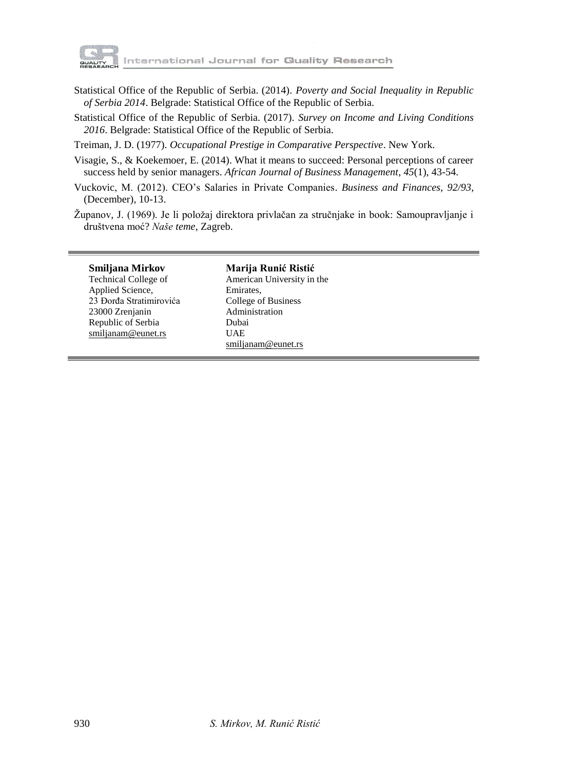Statistical Office of the Republic of Serbia. (2014). *Poverty and Social Inequality in Republic of Serbia 2014*. Belgrade: Statistical Office of the Republic of Serbia.

Statistical Office of the Republic of Serbia. (2017). *Survey on Income and Living Conditions 2016*. Belgrade: Statistical Office of the Republic of Serbia.

Treiman, J. D. (1977). *Occupational Prestige in Comparative Perspective*. New York.

Visagie, S., & Koekemoer, E. (2014). What it means to succeed: Personal perceptions of career success held by senior managers. *African Journal of Business Management*, *45*(1), 43-54.

Vuckovic, M. (2012). CEO's Salaries in Private Companies. *Business and Finances*, *92/93*, (December), 10-13.

Županov, J. (1969). Je li položaj direktora privlačan za stručnjake in book: Samoupravljanje i društvena moć? *Naše teme*, Zagreb.

---

**Smiljana Mirkov**
Technical College of Applied Science,
23 Đorđa Stratimirovića
23000 Zrenjanin
Republic of Serbia
smiljanam@eunet.rs

**Marija Runić Ristić**
American University in the Emirates,
College of Business Administration
Dubai
UAE
smiljanam@eunet.rs